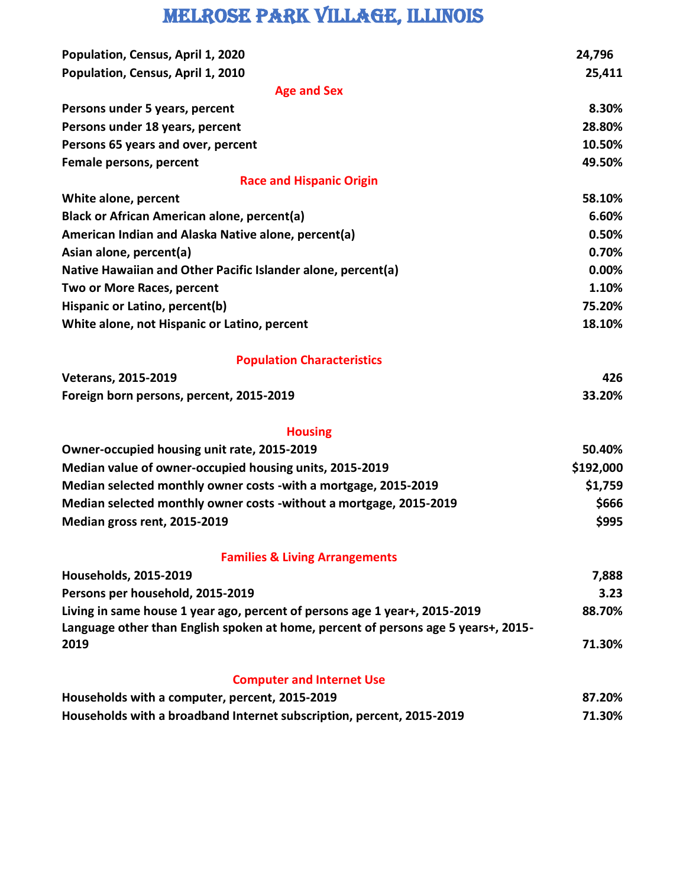# MELROSE PARK VILLAGE, ILLINOIS

| | |
|---|---|
| **Population, Census, April 1, 2020** | **24,796** |
| **Population, Census, April 1, 2010** | **25,411** |
| **Age and Sex** | |
| **Persons under 5 years, percent** | **8.30%** |
| **Persons under 18 years, percent** | **28.80%** |
| **Persons 65 years and over, percent** | **10.50%** |
| **Female persons, percent** | **49.50%** |
| **Race and Hispanic Origin** | |
| **White alone, percent** | **58.10%** |
| **Black or African American alone, percent(a)** | **6.60%** |
| **American Indian and Alaska Native alone, percent(a)** | **0.50%** |
| **Asian alone, percent(a)** | **0.70%** |
| **Native Hawaiian and Other Pacific Islander alone, percent(a)** | **0.00%** |
| **Two or More Races, percent** | **1.10%** |
| **Hispanic or Latino, percent(b)** | **75.20%** |
| **White alone, not Hispanic or Latino, percent** | **18.10%** |
| **Population Characteristics** | |
| **Veterans, 2015-2019** | **426** |
| **Foreign born persons, percent, 2015-2019** | **33.20%** |
| **Housing** | |
| **Owner-occupied housing unit rate, 2015-2019** | **50.40%** |
| **Median value of owner-occupied housing units, 2015-2019** | **$192,000** |
| **Median selected monthly owner costs -with a mortgage, 2015-2019** | **$1,759** |
| **Median selected monthly owner costs -without a mortgage, 2015-2019** | **$666** |
| **Median gross rent, 2015-2019** | **$995** |
| **Families & Living Arrangements** | |
| **Households, 2015-2019** | **7,888** |
| **Persons per household, 2015-2019** | **3.23** |
| **Living in same house 1 year ago, percent of persons age 1 year+, 2015-2019** | **88.70%** |
| **Language other than English spoken at home, percent of persons age 5 years+, 2015-2019** | **71.30%** |
| **Computer and Internet Use** | |
| **Households with a computer, percent, 2015-2019** | **87.20%** |
| **Households with a broadband Internet subscription, percent, 2015-2019** | **71.30%** |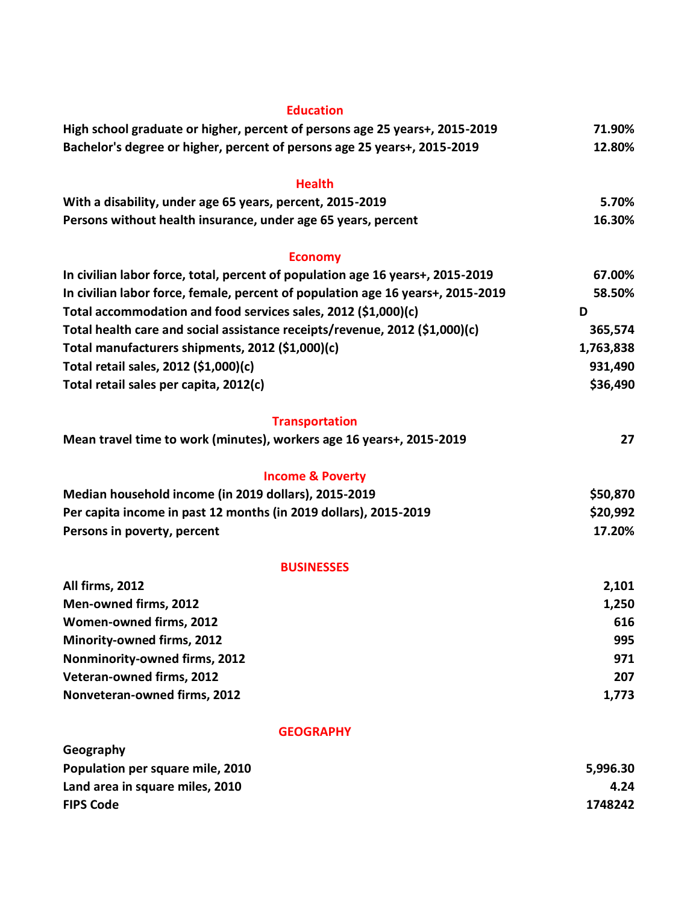| | |
|---|---|
| **Education** | |
| High school graduate or higher, percent of persons age 25 years+, 2015-2019 | 71.90% |
| Bachelor's degree or higher, percent of persons age 25 years+, 2015-2019 | 12.80% |
| **Health** | |
| With a disability, under age 65 years, percent, 2015-2019 | 5.70% |
| Persons without health insurance, under age 65 years, percent | 16.30% |
| **Economy** | |
| In civilian labor force, total, percent of population age 16 years+, 2015-2019 | 67.00% |
| In civilian labor force, female, percent of population age 16 years+, 2015-2019 | 58.50% |
| Total accommodation and food services sales, 2012 ($1,000)(c) | D |
| Total health care and social assistance receipts/revenue, 2012 ($1,000)(c) | 365,574 |
| Total manufacturers shipments, 2012 ($1,000)(c) | 1,763,838 |
| Total retail sales, 2012 ($1,000)(c) | 931,490 |
| Total retail sales per capita, 2012(c) | $36,490 |
| **Transportation** | |
| Mean travel time to work (minutes), workers age 16 years+, 2015-2019 | 27 |
| **Income & Poverty** | |
| Median household income (in 2019 dollars), 2015-2019 | $50,870 |
| Per capita income in past 12 months (in 2019 dollars), 2015-2019 | $20,992 |
| Persons in poverty, percent | 17.20% |
| **BUSINESSES** | |
| All firms, 2012 | 2,101 |
| Men-owned firms, 2012 | 1,250 |
| Women-owned firms, 2012 | 616 |
| Minority-owned firms, 2012 | 995 |
| Nonminority-owned firms, 2012 | 971 |
| Veteran-owned firms, 2012 | 207 |
| Nonveteran-owned firms, 2012 | 1,773 |
| **GEOGRAPHY** | |
| Geography | |
| Population per square mile, 2010 | 5,996.30 |
| Land area in square miles, 2010 | 4.24 |
| FIPS Code | 1748242 |